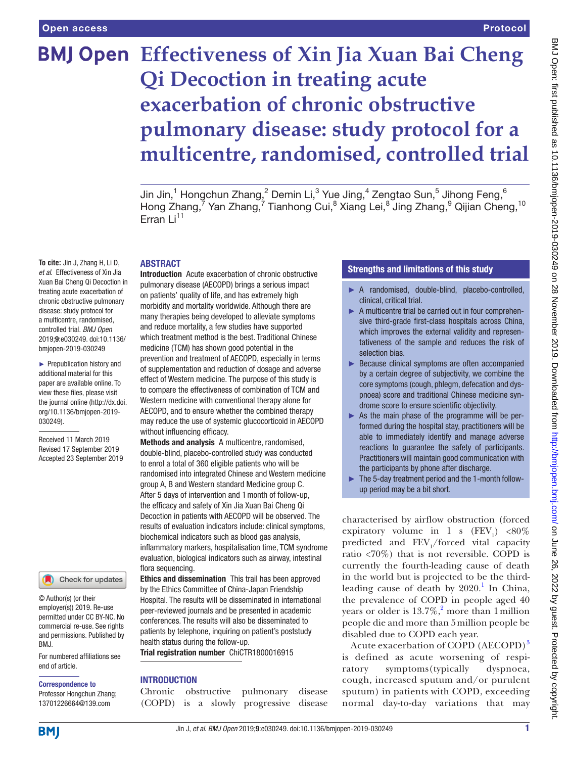# Effectiveness of Xin Jia Xuan Bai Cheng Qi Decoction in treating acute exacerbation of chronic obstructive pulmonary disease: study protocol for a multicentre, randomised, controlled trial

Jin Jin,[1] Hongchun Zhang,[2] Demin Li,[3] Yue Jing,[4] Zengtao Sun,[5] Jihong Feng,[6] Hong Zhang,[7] Yan Zhang,[7] Tianhong Cui,[8] Xiang Lei,[8] Jing Zhang,[9] Qijian Cheng,[10] Erran Li[11]

**To cite:** Jin J, Zhang H, Li D, *et al*. Effectiveness of Xin Jia Xuan Bai Cheng Qi Decoction in treating acute exacerbation of chronic obstructive pulmonary disease: study protocol for a multicentre, randomised, controlled trial. *BMJ Open* 2019;**9**:e030249. doi:10.1136/bmjopen-2019-030249

► Prepublication history and additional material for this paper are available online. To view these files, please visit the journal online (http://dx.doi.org/10.1136/bmjopen-2019-030249).

Received 11 March 2019
Revised 17 September 2019
Accepted 23 September 2019

© Author(s) (or their employer(s)) 2019. Re-use permitted under CC BY-NC. No commercial re-use. See rights and permissions. Published by BMJ.

For numbered affiliations see end of article.

**Correspondence to**
Professor Hongchun Zhang; 13701226664@139.com

## ABSTRACT

**Introduction** Acute exacerbation of chronic obstructive pulmonary disease (AECOPD) brings a serious impact on patients' quality of life, and has extremely high morbidity and mortality worldwide. Although there are many therapies being developed to alleviate symptoms and reduce mortality, a few studies have supported which treatment method is the best. Traditional Chinese medicine (TCM) has shown good potential in the prevention and treatment of AECOPD, especially in terms of supplementation and reduction of dosage and adverse effect of Western medicine. The purpose of this study is to compare the effectiveness of combination of TCM and Western medicine with conventional therapy alone for AECOPD, and to ensure whether the combined therapy may reduce the use of systemic glucocorticoid in AECOPD without influencing efficacy.

**Methods and analysis** A multicentre, randomised, double-blind, placebo-controlled study was conducted to enrol a total of 360 eligible patients who will be randomised into integrated Chinese and Western medicine group A, B and Western standard Medicine group C. After 5 days of intervention and 1 month of follow-up, the efficacy and safety of Xin Jia Xuan Bai Cheng Qi Decoction in patients with AECOPD will be observed. The results of evaluation indicators include: clinical symptoms, biochemical indicators such as blood gas analysis, inflammatory markers, hospitalisation time, TCM syndrome evaluation, biological indicators such as airway, intestinal flora sequencing.

**Ethics and dissemination** This trail has been approved by the Ethics Committee of China-Japan Friendship Hospital. The results will be disseminated in international peer-reviewed journals and be presented in academic conferences. The results will also be disseminated to patients by telephone, inquiring on patient's poststudy health status during the follow-up.

**Trial registration number** ChiCTR1800016915

## Strengths and limitations of this study

- ► A randomised, double-blind, placebo-controlled, clinical, critical trial.
- ► A multicentre trial be carried out in four comprehensive third-grade first-class hospitals across China, which improves the external validity and representativeness of the sample and reduces the risk of selection bias.
- ► Because clinical symptoms are often accompanied by a certain degree of subjectivity, we combine the core symptoms (cough, phlegm, defecation and dyspnoea) score and traditional Chinese medicine syndrome score to ensure scientific objectivity.
- ► As the main phase of the programme will be performed during the hospital stay, practitioners will be able to immediately identify and manage adverse reactions to guarantee the safety of participants. Practitioners will maintain good communication with the participants by phone after discharge.
- ► The 5-day treatment period and the 1-month follow-up period may be a bit short.

## INTRODUCTION

Chronic obstructive pulmonary disease (COPD) is a slowly progressive disease characterised by airflow obstruction (forced expiratory volume in 1 s ($FEV_1$) <80% predicted and $FEV_1$/forced vital capacity ratio <70%) that is not reversible. COPD is currently the fourth-leading cause of death in the world but is projected to be the third-leading cause of death by 2020.[1] In China, the prevalence of COPD in people aged 40 years or older is 13.7%,[2] more than 1 million people die and more than 5 million people be disabled due to COPD each year.

Acute exacerbation of COPD (AECOPD)[3] is defined as acute worsening of respiratory symptoms(typically dyspnoea, cough, increased sputum and/or purulent sputum) in patients with COPD, exceeding normal day-to-day variations that may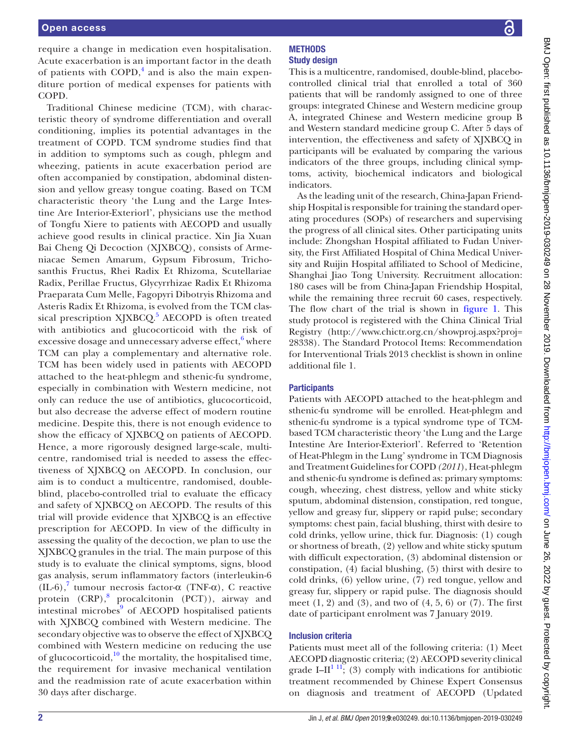require a change in medication even hospitalisation. Acute exacerbation is an important factor in the death of patients with COPD,[4] and is also the main expenditure portion of medical expenses for patients with COPD.

Traditional Chinese medicine (TCM), with characteristic theory of syndrome differentiation and overall conditioning, implies its potential advantages in the treatment of COPD. TCM syndrome studies find that in addition to symptoms such as cough, phlegm and wheezing, patients in acute exacerbation period are often accompanied by constipation, abdominal distension and yellow greasy tongue coating. Based on TCM characteristic theory 'the Lung and the Large Intestine Are Interior-Exteriorl', physicians use the method of Tongfu Xiere to patients with AECOPD and usually achieve good results in clinical practice. Xin Jia Xuan Bai Cheng Qi Decoction (XJXBCQ), consists of Armeniacae Semen Amarum, Gypsum Fibrosum, Trichosanthis Fructus, Rhei Radix Et Rhizoma, Scutellariae Radix, Perillae Fructus, Glycyrrhizae Radix Et Rhizoma Praeparata Cum Melle, Fagopyri Dibotryis Rhizoma and Asteris Radix Et Rhizoma, is evolved from the TCM classical prescription XJXBCQ.[5] AECOPD is often treated with antibiotics and glucocorticoid with the risk of excessive dosage and unnecessary adverse effect,[6] where TCM can play a complementary and alternative role. TCM has been widely used in patients with AECOPD attached to the heat-phlegm and sthenic-fu syndrome, especially in combination with Western medicine, not only can reduce the use of antibiotics, glucocorticoid, but also decrease the adverse effect of modern routine medicine. Despite this, there is not enough evidence to show the efficacy of XJXBCQ on patients of AECOPD. Hence, a more rigorously designed large-scale, multicentre, randomised trial is needed to assess the effectiveness of XJXBCQ on AECOPD. In conclusion, our aim is to conduct a multicentre, randomised, double-blind, placebo-controlled trial to evaluate the efficacy and safety of XJXBCQ on AECOPD. The results of this trial will provide evidence that XJXBCQ is an effective prescription for AECOPD. In view of the difficulty in assessing the quality of the decoction, we plan to use the XJXBCQ granules in the trial. The main purpose of this study is to evaluate the clinical symptoms, signs, blood gas analysis, serum inflammatory factors (interleukin-6 (IL-6),[7] tumour necrosis factor-α (TNF-α), C reactive protein (CRP),[8] procalcitonin (PCT)), airway and intestinal microbes[9] of AECOPD hospitalised patients with XJXBCQ combined with Western medicine. The secondary objective was to observe the effect of XJXBCQ combined with Western medicine on reducing the use of glucocorticoid,[10] the mortality, the hospitalised time, the requirement for invasive mechanical ventilation and the readmission rate of acute exacerbation within 30 days after discharge.

## METHODS

### Study design

This is a multicentre, randomised, double-blind, placebo-controlled clinical trial that enrolled a total of 360 patients that will be randomly assigned to one of three groups: integrated Chinese and Western medicine group A, integrated Chinese and Western medicine group B and Western standard medicine group C. After 5 days of intervention, the effectiveness and safety of XJXBCQ in participants will be evaluated by comparing the various indicators of the three groups, including clinical symptoms, activity, biochemical indicators and biological indicators.

As the leading unit of the research, China-Japan Friendship Hospital is responsible for training the standard operating procedures (SOPs) of researchers and supervising the progress of all clinical sites. Other participating units include: Zhongshan Hospital affiliated to Fudan University, the First Affiliated Hospital of China Medical University and Ruijin Hospital affiliated to School of Medicine, Shanghai Jiao Tong University. Recruitment allocation: 180 cases will be from China-Japan Friendship Hospital, while the remaining three recruit 60 cases, respectively. The flow chart of the trial is shown in figure 1. This study protocol is registered with the China Clinical Trial Registry (http://www.chictr.org.cn/showproj.aspx?proj=28338). The Standard Protocol Items: Recommendation for Interventional Trials 2013 checklist is shown in online additional file 1.

### Participants

Patients with AECOPD attached to the heat-phlegm and sthenic-fu syndrome will be enrolled. Heat-phlegm and sthenic-fu syndrome is a typical syndrome type of TCM-based TCM characteristic theory 'the Lung and the Large Intestine Are Interior-Exteriorl'. Referred to 'Retention of Heat-Phlegm in the Lung' syndrome in TCM Diagnosis and Treatment Guidelines for COPD *(2011)*, Heat-phlegm and sthenic-fu syndrome is defined as: primary symptoms: cough, wheezing, chest distress, yellow and white sticky sputum, abdominal distension, constipation, red tongue, yellow and greasy fur, slippery or rapid pulse; secondary symptoms: chest pain, facial blushing, thirst with desire to cold drinks, yellow urine, thick fur. Diagnosis: (1) cough or shortness of breath, (2) yellow and white sticky sputum with difficult expectoration, (3) abdominal distension or constipation, (4) facial blushing, (5) thirst with desire to cold drinks, (6) yellow urine, (7) red tongue, yellow and greasy fur, slippery or rapid pulse. The diagnosis should meet (1, 2) and (3), and two of (4, 5, 6) or (7). The first date of participant enrolment was 7 January 2019.

### Inclusion criteria

Patients must meet all of the following criteria: (1) Meet AECOPD diagnostic criteria; (2) AECOPD severity clinical grade I–II[1 11]; (3) comply with indications for antibiotic treatment recommended by Chinese Expert Consensus on diagnosis and treatment of AECOPD (Updated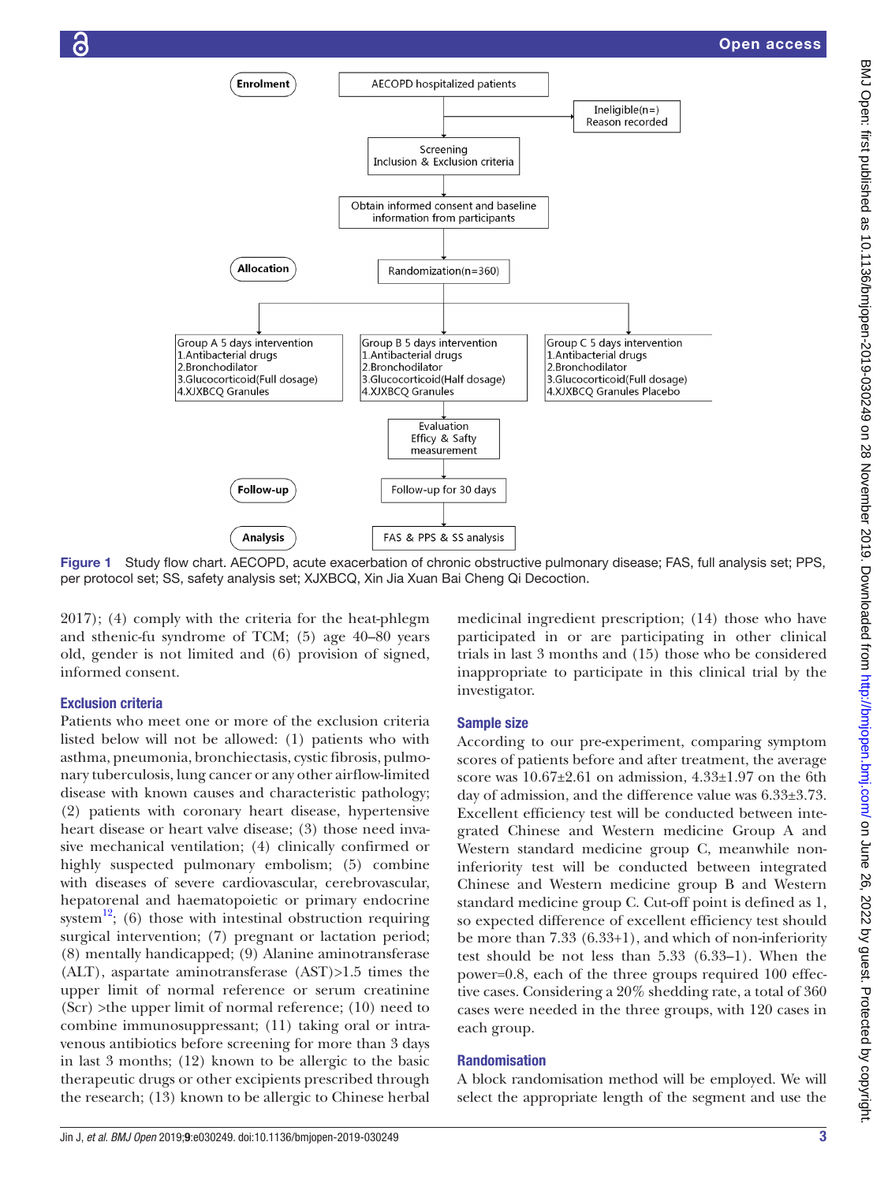Figure 1 Study flow chart. AECOPD, acute exacerbation of chronic obstructive pulmonary disease; FAS, full analysis set; PPS, per protocol set; SS, safety analysis set; XJXBCQ, Xin Jia Xuan Bai Cheng Qi Decoction.

2017); (4) comply with the criteria for the heat-phlegm and sthenic-fu syndrome of TCM; (5) age 40–80 years old, gender is not limited and (6) provision of signed, informed consent.

### Exclusion criteria

Patients who meet one or more of the exclusion criteria listed below will not be allowed: (1) patients who with asthma, pneumonia, bronchiectasis, cystic fibrosis, pulmonary tuberculosis, lung cancer or any other airflow-limited disease with known causes and characteristic pathology; (2) patients with coronary heart disease, hypertensive heart disease or heart valve disease; (3) those need invasive mechanical ventilation; (4) clinically confirmed or highly suspected pulmonary embolism; (5) combine with diseases of severe cardiovascular, cerebrovascular, hepatorenal and haematopoietic or primary endocrine system[12]; (6) those with intestinal obstruction requiring surgical intervention; (7) pregnant or lactation period; (8) mentally handicapped; (9) Alanine aminotransferase (ALT), aspartate aminotransferase (AST)>1.5 times the upper limit of normal reference or serum creatinine (Scr) >the upper limit of normal reference; (10) need to combine immunosuppressant; (11) taking oral or intravenous antibiotics before screening for more than 3 days in last 3 months; (12) known to be allergic to the basic therapeutic drugs or other excipients prescribed through the research; (13) known to be allergic to Chinese herbal medicinal ingredient prescription; (14) those who have participated in or are participating in other clinical trials in last 3 months and (15) those who be considered inappropriate to participate in this clinical trial by the investigator.

### Sample size

According to our pre-experiment, comparing symptom scores of patients before and after treatment, the average score was 10.67±2.61 on admission, 4.33±1.97 on the 6th day of admission, and the difference value was 6.33±3.73. Excellent efficiency test will be conducted between integrated Chinese and Western medicine Group A and Western standard medicine group C, meanwhile non-inferiority test will be conducted between integrated Chinese and Western medicine group B and Western standard medicine group C. Cut-off point is defined as 1, so expected difference of excellent efficiency test should be more than 7.33 (6.33+1), and which of non-inferiority test should be not less than 5.33 (6.33–1). When the power=0.8, each of the three groups required 100 effective cases. Considering a 20% shedding rate, a total of 360 cases were needed in the three groups, with 120 cases in each group.

### Randomisation

A block randomisation method will be employed. We will select the appropriate length of the segment and use the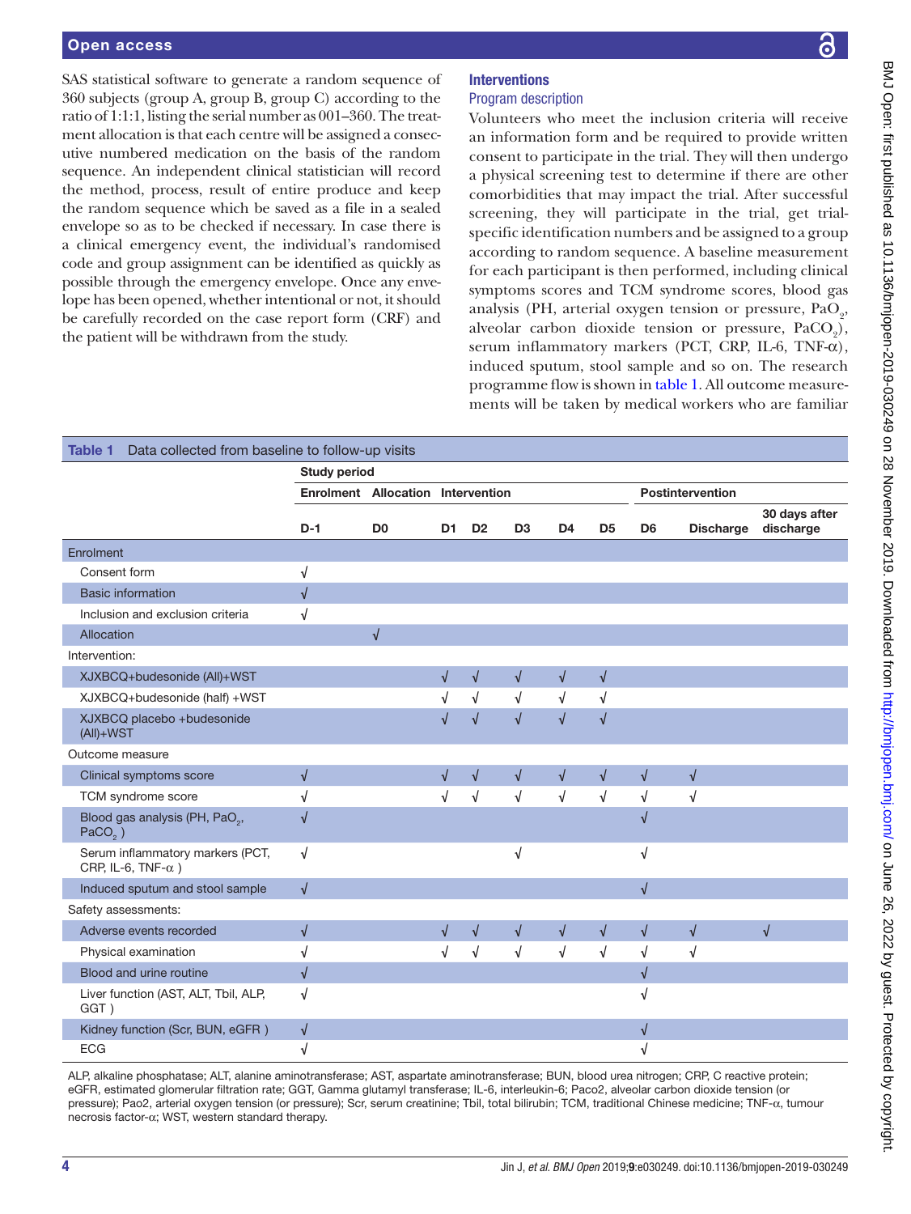SAS statistical software to generate a random sequence of 360 subjects (group A, group B, group C) according to the ratio of 1:1:1, listing the serial number as 001–360. The treatment allocation is that each centre will be assigned a consecutive numbered medication on the basis of the random sequence. An independent clinical statistician will record the method, process, result of entire produce and keep the random sequence which be saved as a file in a sealed envelope so as to be checked if necessary. In case there is a clinical emergency event, the individual's randomised code and group assignment can be identified as quickly as possible through the emergency envelope. Once any envelope has been opened, whether intentional or not, it should be carefully recorded on the case report form (CRF) and the patient will be withdrawn from the study.

## Interventions

### Program description

Volunteers who meet the inclusion criteria will receive an information form and be required to provide written consent to participate in the trial. They will then undergo a physical screening test to determine if there are other comorbidities that may impact the trial. After successful screening, they will participate in the trial, get trial-specific identification numbers and be assigned to a group according to random sequence. A baseline measurement for each participant is then performed, including clinical symptoms scores and TCM syndrome scores, blood gas analysis (PH, arterial oxygen tension or pressure, $PaO_2$, alveolar carbon dioxide tension or pressure, $PaCO_2$), serum inflammatory markers (PCT, CRP, IL-6, TNF-α), induced sputum, stool sample and so on. The research programme flow is shown in table 1. All outcome measurements will be taken by medical workers who are familiar

**Table 1** Data collected from baseline to follow-up visits

| | Study period | | | | | | | | | |
|---|---|---|---|---|---|---|---|---|---|---|
| | Enrolment | Allocation | Intervention | | | | | Postintervention | | |
| | D-1 | D0 | D1 | D2 | D3 | D4 | D5 | D6 | Discharge | 30 days after discharge |
| Enrolment | | | | | | | | | | |
| Consent form | √ | | | | | | | | | |
| Basic information | √ | | | | | | | | | |
| Inclusion and exclusion criteria | √ | | | | | | | | | |
| Allocation | | √ | | | | | | | | |
| Intervention: | | | | | | | | | | |
| XJXBCQ+budesonide (All)+WST | | | √ | √ | √ | √ | √ | | | |
| XJXBCQ+budesonide (half) +WST | | | √ | √ | √ | √ | √ | | | |
| XJXBCQ placebo +budesonide (All)+WST | | | √ | √ | √ | √ | √ | | | |
| Outcome measure | | | | | | | | | | |
| Clinical symptoms score | √ | | √ | √ | √ | √ | √ | √ | √ | |
| TCM syndrome score | √ | | √ | √ | √ | √ | √ | √ | √ | |
| Blood gas analysis (PH, $PaO_2$, $PaCO_2$ ) | √ | | | | | | | √ | | |
| Serum inflammatory markers (PCT, CRP, IL-6, TNF-α ) | √ | | | | √ | | | √ | | |
| Induced sputum and stool sample | √ | | | | | | | √ | | |
| Safety assessments: | | | | | | | | | | |
| Adverse events recorded | √ | | √ | √ | √ | √ | √ | √ | √ | √ |
| Physical examination | √ | | √ | √ | √ | √ | √ | √ | √ | |
| Blood and urine routine | √ | | | | | | | √ | | |
| Liver function (AST, ALT, Tbil, ALP, GGT ) | √ | | | | | | | √ | | |
| Kidney function (Scr, BUN, eGFR ) | √ | | | | | | | √ | | |
| ECG | √ | | | | | | | √ | | |

ALP, alkaline phosphatase; ALT, alanine aminotransferase; AST, aspartate aminotransferase; BUN, blood urea nitrogen; CRP, C reactive protein; eGFR, estimated glomerular filtration rate; GGT, Gamma glutamyl transferase; IL-6, interleukin-6; Paco2, alveolar carbon dioxide tension (or pressure); Pao2, arterial oxygen tension (or pressure); Scr, serum creatinine; Tbil, total bilirubin; TCM, traditional Chinese medicine; TNF-α, tumour necrosis factor-α; WST, western standard therapy.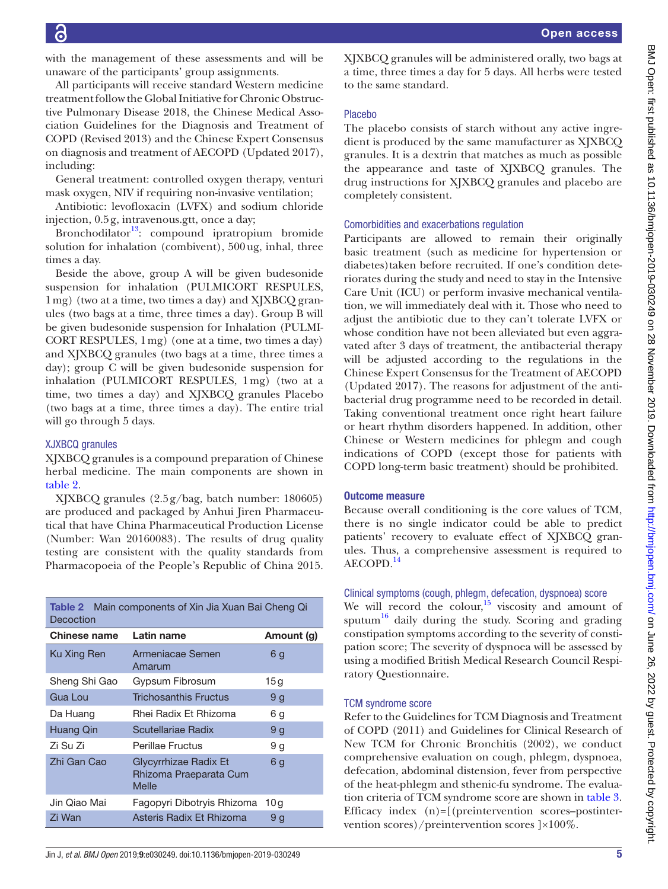with the management of these assessments and will be unaware of the participants' group assignments.

All participants will receive standard Western medicine treatment follow the Global Initiative for Chronic Obstructive Pulmonary Disease 2018, the Chinese Medical Association Guidelines for the Diagnosis and Treatment of COPD (Revised 2013) and the Chinese Expert Consensus on diagnosis and treatment of AECOPD (Updated 2017), including:

General treatment: controlled oxygen therapy, venturi mask oxygen, NIV if requiring non-invasive ventilation;

Antibiotic: levofloxacin (LVFX) and sodium chloride injection, 0.5g, intravenous.gtt, once a day;

Bronchodilator[13]: compound ipratropium bromide solution for inhalation (combivent), 500ug, inhal, three times a day.

Beside the above, group A will be given budesonide suspension for inhalation (PULMICORT RESPULES, 1mg) (two at a time, two times a day) and XJXBCQ granules (two bags at a time, three times a day). Group B will be given budesonide suspension for Inhalation (PULMICORT RESPULES, 1mg) (one at a time, two times a day) and XJXBCQ granules (two bags at a time, three times a day); group C will be given budesonide suspension for inhalation (PULMICORT RESPULES, 1mg) (two at a time, two times a day) and XJXBCQ granules Placebo (two bags at a time, three times a day). The entire trial will go through 5 days.

### XJXBCQ granules

XJXBCQ granules is a compound preparation of Chinese herbal medicine. The main components are shown in table 2.

XJXBCQ granules (2.5g/bag, batch number: 180605) are produced and packaged by Anhui Jiren Pharmaceutical that have China Pharmaceutical Production License (Number: Wan 20160083). The results of drug quality testing are consistent with the quality standards from Pharmacopoeia of the People's Republic of China 2015.

**Table 2** Main components of Xin Jia Xuan Bai Cheng Qi Decoction

| Chinese name | Latin name | Amount (g) |
|---|---|---|
| Ku Xing Ren | Armeniacae Semen Amarum | 6 g |
| Sheng Shi Gao | Gypsum Fibrosum | 15g |
| Gua Lou | Trichosanthis Fructus | 9 g |
| Da Huang | Rhei Radix Et Rhizoma | 6 g |
| Huang Qin | Scutellariae Radix | 9 g |
| Zi Su Zi | Perillae Fructus | 9 g |
| Zhi Gan Cao | Glycyrrhizae Radix Et Rhizoma Praeparata Cum Melle | 6 g |
| Jin Qiao Mai | Fagopyri Dibotryis Rhizoma | 10g |
| Zi Wan | Asteris Radix Et Rhizoma | 9 g |

XJXBCQ granules will be administered orally, two bags at a time, three times a day for 5 days. All herbs were tested to the same standard.

### Placebo

The placebo consists of starch without any active ingredient is produced by the same manufacturer as XJXBCQ granules. It is a dextrin that matches as much as possible the appearance and taste of XJXBCQ granules. The drug instructions for XJXBCQ granules and placebo are completely consistent.

### Comorbidities and exacerbations regulation

Participants are allowed to remain their originally basic treatment (such as medicine for hypertension or diabetes)taken before recruited. If one's condition deteriorates during the study and need to stay in the Intensive Care Unit (ICU) or perform invasive mechanical ventilation, we will immediately deal with it. Those who need to adjust the antibiotic due to they can't tolerate LVFX or whose condition have not been alleviated but even aggravated after 3 days of treatment, the antibacterial therapy will be adjusted according to the regulations in the Chinese Expert Consensus for the Treatment of AECOPD (Updated 2017). The reasons for adjustment of the antibacterial drug programme need to be recorded in detail. Taking conventional treatment once right heart failure or heart rhythm disorders happened. In addition, other Chinese or Western medicines for phlegm and cough indications of COPD (except those for patients with COPD long-term basic treatment) should be prohibited.

## Outcome measure

Because overall conditioning is the core values of TCM, there is no single indicator could be able to predict patients' recovery to evaluate effect of XJXBCQ granules. Thus, a comprehensive assessment is required to AECOPD.[14]

### Clinical symptoms (cough, phlegm, defecation, dyspnoea) score

We will record the colour,[15] viscosity and amount of sputum[16] daily during the study. Scoring and grading constipation symptoms according to the severity of constipation score; The severity of dyspnoea will be assessed by using a modified British Medical Research Council Respiratory Questionnaire.

### TCM syndrome score

Refer to the Guidelines for TCM Diagnosis and Treatment of COPD (2011) and Guidelines for Clinical Research of New TCM for Chronic Bronchitis (2002), we conduct comprehensive evaluation on cough, phlegm, dyspnoea, defecation, abdominal distension, fever from perspective of the heat-phlegm and sthenic-fu syndrome. The evaluation criteria of TCM syndrome score are shown in table 3. Efficacy index (n)=[(preintervention scores–postintervention scores)/preintervention scores ]×100%.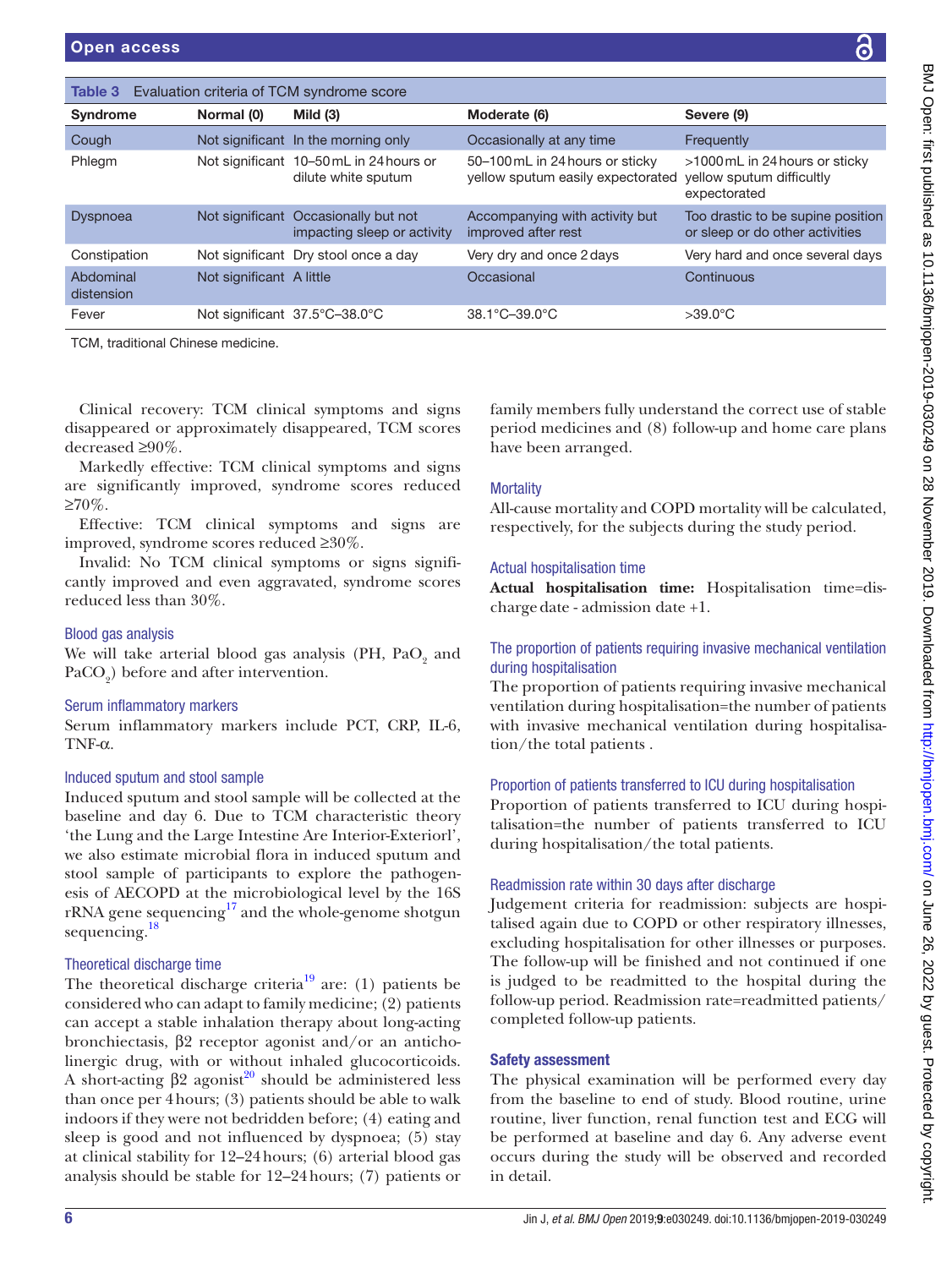**Table 3** Evaluation criteria of TCM syndrome score

| Syndrome | Normal (0) | Mild (3) | Moderate (6) | Severe (9) |
|---|---|---|---|---|
| Cough | Not significant | In the morning only | Occasionally at any time | Frequently |
| Phlegm | Not significant | 10–50 mL in 24 hours or dilute white sputum | 50–100 mL in 24 hours or sticky yellow sputum easily expectorated | >1000 mL in 24 hours or sticky yellow sputum difficultly expectorated |
| Dyspnoea | Not significant | Occasionally but not impacting sleep or activity | Accompanying with activity but improved after rest | Too drastic to be supine position or sleep or do other activities |
| Constipation | Not significant | Dry stool once a day | Very dry and once 2 days | Very hard and once several days |
| Abdominal distension | Not significant | A little | Occasional | Continuous |
| Fever | Not significant | 37.5°C–38.0°C | 38.1°C–39.0°C | >39.0°C |

TCM, traditional Chinese medicine.

Clinical recovery: TCM clinical symptoms and signs disappeared or approximately disappeared, TCM scores decreased ≥90%.

Markedly effective: TCM clinical symptoms and signs are significantly improved, syndrome scores reduced ≥70%.

Effective: TCM clinical symptoms and signs are improved, syndrome scores reduced ≥30%.

Invalid: No TCM clinical symptoms or signs significantly improved and even aggravated, syndrome scores reduced less than 30%.

### Blood gas analysis

We will take arterial blood gas analysis (PH, $PaO_2$ and $PaCO_2$) before and after intervention.

### Serum inflammatory markers

Serum inflammatory markers include PCT, CRP, IL-6, TNF-α.

### Induced sputum and stool sample

Induced sputum and stool sample will be collected at the baseline and day 6. Due to TCM characteristic theory 'the Lung and the Large Intestine Are Interior-Exteriorl', we also estimate microbial flora in induced sputum and stool sample of participants to explore the pathogenesis of AECOPD at the microbiological level by the 16S rRNA gene sequencing[17] and the whole-genome shotgun sequencing.[18]

### Theoretical discharge time

The theoretical discharge criteria[19] are: (1) patients be considered who can adapt to family medicine; (2) patients can accept a stable inhalation therapy about long-acting bronchiectasis, β2 receptor agonist and/or an anticholinergic drug, with or without inhaled glucocorticoids. A short-acting β2 agonist[20] should be administered less than once per 4 hours; (3) patients should be able to walk indoors if they were not bedridden before; (4) eating and sleep is good and not influenced by dyspnoea; (5) stay at clinical stability for 12–24 hours; (6) arterial blood gas analysis should be stable for 12–24 hours; (7) patients or family members fully understand the correct use of stable period medicines and (8) follow-up and home care plans have been arranged.

### Mortality

All-cause mortality and COPD mortality will be calculated, respectively, for the subjects during the study period.

### Actual hospitalisation time

**Actual hospitalisation time:** Hospitalisation time=discharge date - admission date +1.

### The proportion of patients requiring invasive mechanical ventilation during hospitalisation

The proportion of patients requiring invasive mechanical ventilation during hospitalisation=the number of patients with invasive mechanical ventilation during hospitalisation/the total patients .

### Proportion of patients transferred to ICU during hospitalisation

Proportion of patients transferred to ICU during hospitalisation=the number of patients transferred to ICU during hospitalisation/the total patients.

### Readmission rate within 30 days after discharge

Judgement criteria for readmission: subjects are hospitalised again due to COPD or other respiratory illnesses, excluding hospitalisation for other illnesses or purposes. The follow-up will be finished and not continued if one is judged to be readmitted to the hospital during the follow-up period. Readmission rate=readmitted patients/completed follow-up patients.

## Safety assessment

The physical examination will be performed every day from the baseline to end of study. Blood routine, urine routine, liver function, renal function test and ECG will be performed at baseline and day 6. Any adverse event occurs during the study will be observed and recorded in detail.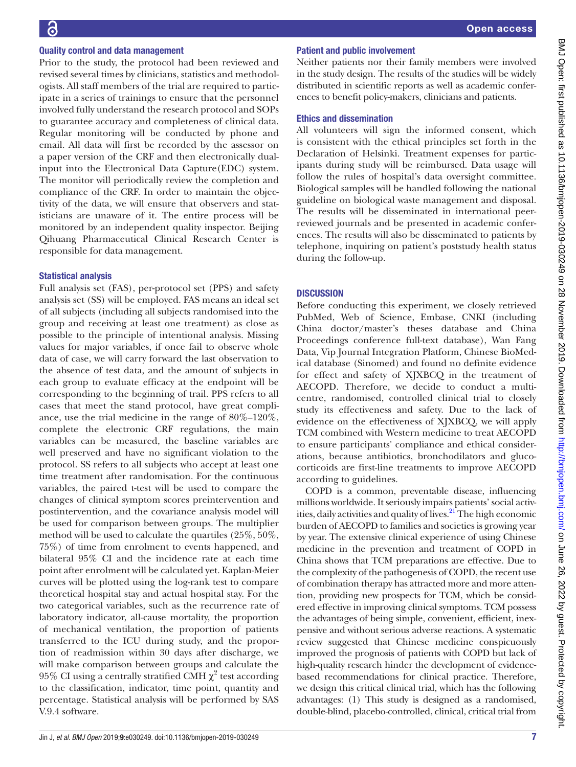### Quality control and data management

Prior to the study, the protocol had been reviewed and revised several times by clinicians, statistics and methodologists. All staff members of the trial are required to participate in a series of trainings to ensure that the personnel involved fully understand the research protocol and SOPs to guarantee accuracy and completeness of clinical data. Regular monitoring will be conducted by phone and email. All data will first be recorded by the assessor on a paper version of the CRF and then electronically dual-input into the Electronical Data Capture(EDC) system. The monitor will periodically review the completion and compliance of the CRF. In order to maintain the objectivity of the data, we will ensure that observers and statisticians are unaware of it. The entire process will be monitored by an independent quality inspector. Beijing Qihuang Pharmaceutical Clinical Research Center is responsible for data management.

### Statistical analysis

Full analysis set (FAS), per-protocol set (PPS) and safety analysis set (SS) will be employed. FAS means an ideal set of all subjects (including all subjects randomised into the group and receiving at least one treatment) as close as possible to the principle of intentional analysis. Missing values for major variables, if once fail to observe whole data of case, we will carry forward the last observation to the absence of test data, and the amount of subjects in each group to evaluate efficacy at the endpoint will be corresponding to the beginning of trail. PPS refers to all cases that meet the stand protocol, have great compliance, use the trial medicine in the range of 80%–120%, complete the electronic CRF regulations, the main variables can be measured, the baseline variables are well preserved and have no significant violation to the protocol. SS refers to all subjects who accept at least one time treatment after randomisation. For the continuous variables, the paired t-test will be used to compare the changes of clinical symptom scores preintervention and postintervention, and the covariance analysis model will be used for comparison between groups. The multiplier method will be used to calculate the quartiles (25%, 50%, 75%) of time from enrolment to events happened, and bilateral 95% CI and the incidence rate at each time point after enrolment will be calculated yet. Kaplan-Meier curves will be plotted using the log-rank test to compare theoretical hospital stay and actual hospital stay. For the two categorical variables, such as the recurrence rate of laboratory indicator, all-cause mortality, the proportion of mechanical ventilation, the proportion of patients transferred to the ICU during study, and the proportion of readmission within 30 days after discharge, we will make comparison between groups and calculate the 95% CI using a centrally stratified CMH $\chi^2$ test according to the classification, indicator, time point, quantity and percentage. Statistical analysis will be performed by SAS V.9.4 software.

### Patient and public involvement

Neither patients nor their family members were involved in the study design. The results of the studies will be widely distributed in scientific reports as well as academic conferences to benefit policy-makers, clinicians and patients.

### Ethics and dissemination

All volunteers will sign the informed consent, which is consistent with the ethical principles set forth in the Declaration of Helsinki. Treatment expenses for participants during study will be reimbursed. Data usage will follow the rules of hospital's data oversight committee. Biological samples will be handled following the national guideline on biological waste management and disposal. The results will be disseminated in international peer-reviewed journals and be presented in academic conferences. The results will also be disseminated to patients by telephone, inquiring on patient's poststudy health status during the follow-up.

## DISCUSSION

Before conducting this experiment, we closely retrieved PubMed, Web of Science, Embase, CNKI (including China doctor/master's theses database and China Proceedings conference full-text database), Wan Fang Data, Vip Journal Integration Platform, Chinese BioMedical database (Sinomed) and found no definite evidence for effect and safety of XJXBCQ in the treatment of AECOPD. Therefore, we decide to conduct a multicentre, randomised, controlled clinical trial to closely study its effectiveness and safety. Due to the lack of evidence on the effectiveness of XJXBCQ, we will apply TCM combined with Western medicine to treat AECOPD to ensure participants' compliance and ethical considerations, because antibiotics, bronchodilators and glucocorticoids are first-line treatments to improve AECOPD according to guidelines.

COPD is a common, preventable disease, influencing millions worldwide. It seriously impairs patients' social activities, daily activities and quality of lives.[21] The high economic burden of AECOPD to families and societies is growing year by year. The extensive clinical experience of using Chinese medicine in the prevention and treatment of COPD in China shows that TCM preparations are effective. Due to the complexity of the pathogenesis of COPD, the recent use of combination therapy has attracted more and more attention, providing new prospects for TCM, which be considered effective in improving clinical symptoms. TCM possess the advantages of being simple, convenient, efficient, inexpensive and without serious adverse reactions. A systematic review suggested that Chinese medicine conspicuously improved the prognosis of patients with COPD but lack of high-quality research hinder the development of evidence-based recommendations for clinical practice. Therefore, we design this critical clinical trial, which has the following advantages: (1) This study is designed as a randomised, double-blind, placebo-controlled, clinical, critical trial from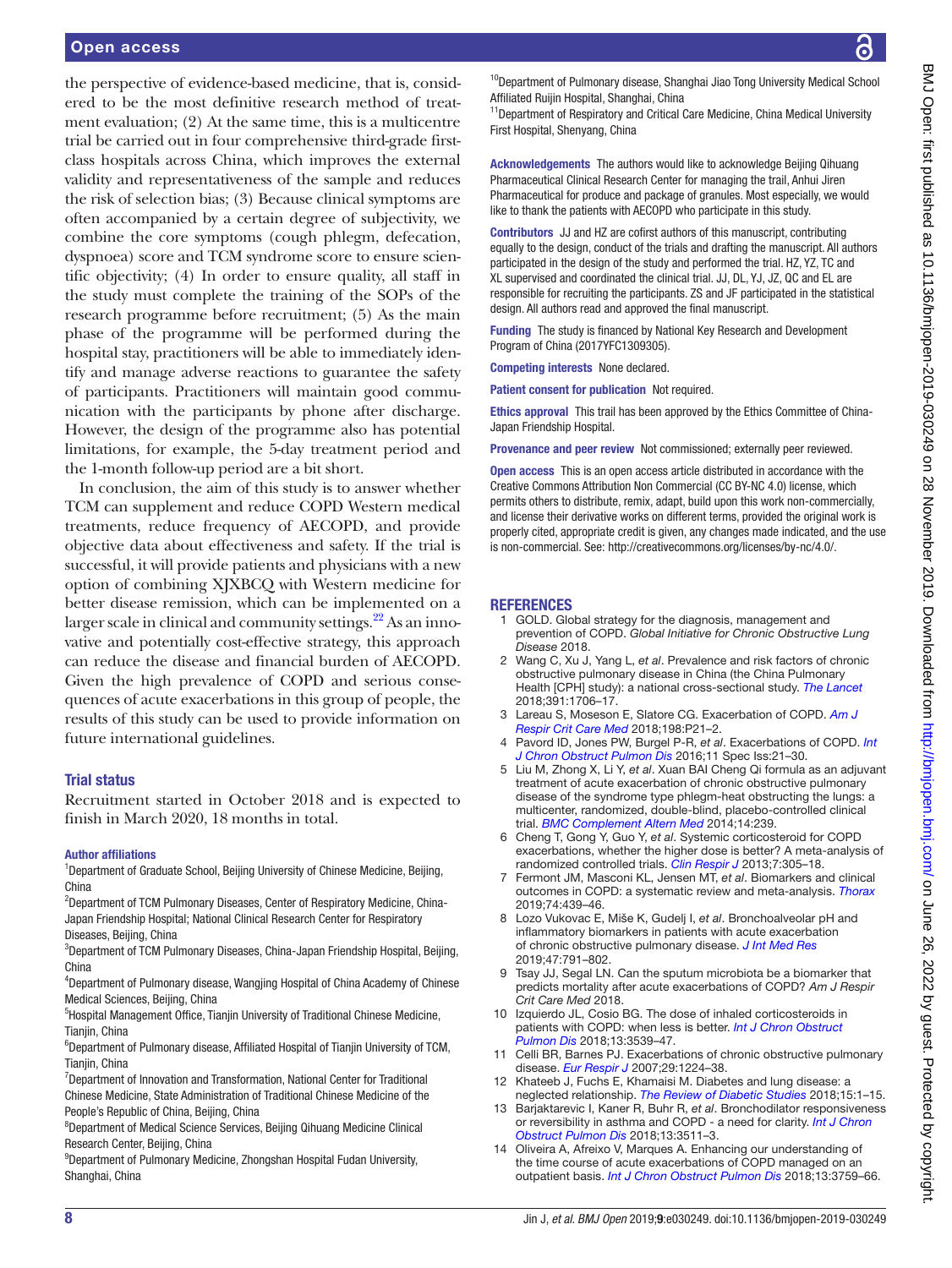the perspective of evidence-based medicine, that is, considered to be the most definitive research method of treatment evaluation; (2) At the same time, this is a multicentre trial be carried out in four comprehensive third-grade first-class hospitals across China, which improves the external validity and representativeness of the sample and reduces the risk of selection bias; (3) Because clinical symptoms are often accompanied by a certain degree of subjectivity, we combine the core symptoms (cough phlegm, defecation, dyspnoea) score and TCM syndrome score to ensure scientific objectivity; (4) In order to ensure quality, all staff in the study must complete the training of the SOPs of the research programme before recruitment; (5) As the main phase of the programme will be performed during the hospital stay, practitioners will be able to immediately identify and manage adverse reactions to guarantee the safety of participants. Practitioners will maintain good communication with the participants by phone after discharge. However, the design of the programme also has potential limitations, for example, the 5-day treatment period and the 1-month follow-up period are a bit short.

In conclusion, the aim of this study is to answer whether TCM can supplement and reduce COPD Western medical treatments, reduce frequency of AECOPD, and provide objective data about effectiveness and safety. If the trial is successful, it will provide patients and physicians with a new option of combining XJXBCQ with Western medicine for better disease remission, which can be implemented on a larger scale in clinical and community settings.[22] As an innovative and potentially cost-effective strategy, this approach can reduce the disease and financial burden of AECOPD. Given the high prevalence of COPD and serious consequences of acute exacerbations in this group of people, the results of this study can be used to provide information on future international guidelines.

## Trial status

Recruitment started in October 2018 and is expected to finish in March 2020, 18 months in total.

#### Author affiliations

[1]Department of Graduate School, Beijing University of Chinese Medicine, Beijing, China
[2]Department of TCM Pulmonary Diseases, Center of Respiratory Medicine, China-Japan Friendship Hospital; National Clinical Research Center for Respiratory Diseases, Beijing, China
[3]Department of TCM Pulmonary Diseases, China-Japan Friendship Hospital, Beijing, China
[4]Department of Pulmonary disease, Wangjing Hospital of China Academy of Chinese Medical Sciences, Beijing, China
[5]Hospital Management Office, Tianjin University of Traditional Chinese Medicine, Tianjin, China
[6]Department of Pulmonary disease, Affiliated Hospital of Tianjin University of TCM, Tianjin, China
[7]Department of Innovation and Transformation, National Center for Traditional Chinese Medicine, State Administration of Traditional Chinese Medicine of the People's Republic of China, Beijing, China
[8]Department of Medical Science Services, Beijing Qihuang Medicine Clinical Research Center, Beijing, China
[9]Department of Pulmonary Medicine, Zhongshan Hospital Fudan University, Shanghai, China
[10]Department of Pulmonary disease, Shanghai Jiao Tong University Medical School Affiliated Ruijin Hospital, Shanghai, China
[11]Department of Respiratory and Critical Care Medicine, China Medical University First Hospital, Shenyang, China

**Acknowledgements** The authors would like to acknowledge Beijing Qihuang Pharmaceutical Clinical Research Center for managing the trail, Anhui Jiren Pharmaceutical for produce and package of granules. Most especially, we would like to thank the patients with AECOPD who participate in this study.

**Contributors** JJ and HZ are cofirst authors of this manuscript, contributing equally to the design, conduct of the trials and drafting the manuscript. All authors participated in the design of the study and performed the trial. HZ, YZ, TC and XL supervised and coordinated the clinical trial. JJ, DL, YJ, JZ, QC and EL are responsible for recruiting the participants. ZS and JF participated in the statistical design. All authors read and approved the final manuscript.

**Funding** The study is financed by National Key Research and Development Program of China (2017YFC1309305).

**Competing interests** None declared.

**Patient consent for publication** Not required.

**Ethics approval** This trail has been approved by the Ethics Committee of China-Japan Friendship Hospital.

**Provenance and peer review** Not commissioned; externally peer reviewed.

**Open access** This is an open access article distributed in accordance with the Creative Commons Attribution Non Commercial (CC BY-NC 4.0) license, which permits others to distribute, remix, adapt, build upon this work non-commercially, and license their derivative works on different terms, provided the original work is properly cited, appropriate credit is given, any changes made indicated, and the use is non-commercial. See: http://creativecommons.org/licenses/by-nc/4.0/.

## REFERENCES

1. GOLD. Global strategy for the diagnosis, management and prevention of COPD. *Global Initiative for Chronic Obstructive Lung Disease* 2018.
2. Wang C, Xu J, Yang L, *et al*. Prevalence and risk factors of chronic obstructive pulmonary disease in China (the China Pulmonary Health [CPH] study): a national cross-sectional study. *The Lancet* 2018;391:1706–17.
3. Lareau S, Moseson E, Slatore CG. Exacerbation of COPD. *Am J Respir Crit Care Med* 2018;198:P21–2.
4. Pavord ID, Jones PW, Burgel P-R, *et al*. Exacerbations of COPD. *Int J Chron Obstruct Pulmon Dis* 2016;11 Spec Iss:21–30.
5. Liu M, Zhong X, Li Y, *et al*. Xuan BAI Cheng Qi formula as an adjuvant treatment of acute exacerbation of chronic obstructive pulmonary disease of the syndrome type phlegm-heat obstructing the lungs: a multicenter, randomized, double-blind, placebo-controlled clinical trial. *BMC Complement Altern Med* 2014;14:239.
6. Cheng T, Gong Y, Guo Y, *et al*. Systemic corticosteroid for COPD exacerbations, whether the higher dose is better? A meta-analysis of randomized controlled trials. *Clin Respir J* 2013;7:305–18.
7. Fermont JM, Masconi KL, Jensen MT, *et al*. Biomarkers and clinical outcomes in COPD: a systematic review and meta-analysis. *Thorax* 2019;74:439–46.
8. Lozo Vukovac E, Miše K, Gudelj I, *et al*. Bronchoalveolar pH and inflammatory biomarkers in patients with acute exacerbation of chronic obstructive pulmonary disease. *J Int Med Res* 2019;47:791–802.
9. Tsay JJ, Segal LN. Can the sputum microbiota be a biomarker that predicts mortality after acute exacerbations of COPD? *Am J Respir Crit Care Med* 2018.
10. Izquierdo JL, Cosio BG. The dose of inhaled corticosteroids in patients with COPD: when less is better. *Int J Chron Obstruct Pulmon Dis* 2018;13:3539–47.
11. Celli BR, Barnes PJ. Exacerbations of chronic obstructive pulmonary disease. *Eur Respir J* 2007;29:1224–38.
12. Khateeb J, Fuchs E, Khamaisi M. Diabetes and lung disease: a neglected relationship. *The Review of Diabetic Studies* 2018;15:1–15.
13. Barjaktarevic I, Kaner R, Buhr R, *et al*. Bronchodilator responsiveness or reversibility in asthma and COPD - a need for clarity. *Int J Chron Obstruct Pulmon Dis* 2018;13:3511–3.
14. Oliveira A, Afreixo V, Marques A. Enhancing our understanding of the time course of acute exacerbations of COPD managed on an outpatient basis. *Int J Chron Obstruct Pulmon Dis* 2018;13:3759–66.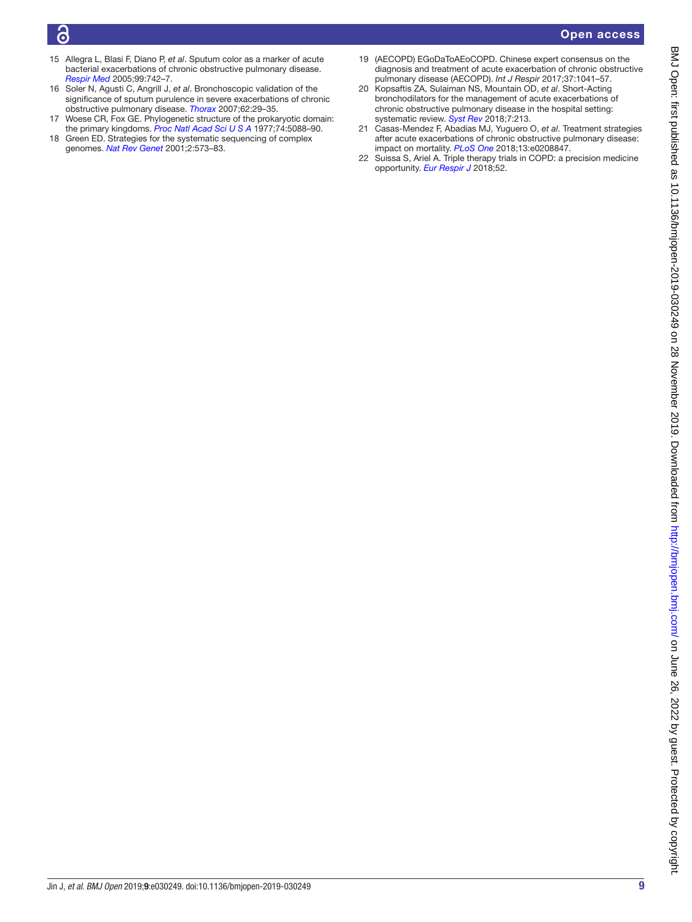15 Allegra L, Blasi F, Diano P, *et al*. Sputum color as a marker of acute bacterial exacerbations of chronic obstructive pulmonary disease. *Respir Med* 2005;99:742–7.

16 Soler N, Agusti C, Angrill J, *et al*. Bronchoscopic validation of the significance of sputum purulence in severe exacerbations of chronic obstructive pulmonary disease. *Thorax* 2007;62:29–35.

17 Woese CR, Fox GE. Phylogenetic structure of the prokaryotic domain: the primary kingdoms. *Proc Natl Acad Sci U S A* 1977;74:5088–90.

18 Green ED. Strategies for the systematic sequencing of complex genomes. *Nat Rev Genet* 2001;2:573–83.

19 (AECOPD) EGoDaToAEoCOPD. Chinese expert consensus on the diagnosis and treatment of acute exacerbation of chronic obstructive pulmonary disease (AECOPD). *Int J Respir* 2017;37:1041–57.

20 Kopsaftis ZA, Sulaiman NS, Mountain OD, *et al*. Short-Acting bronchodilators for the management of acute exacerbations of chronic obstructive pulmonary disease in the hospital setting: systematic review. *Syst Rev* 2018;7:213.

21 Casas-Mendez F, Abadías MJ, Yuguero O, *et al*. Treatment strategies after acute exacerbations of chronic obstructive pulmonary disease: impact on mortality. *PLoS One* 2018;13:e0208847.

22 Suissa S, Ariel A. Triple therapy trials in COPD: a precision medicine opportunity. *Eur Respir J* 2018;52.